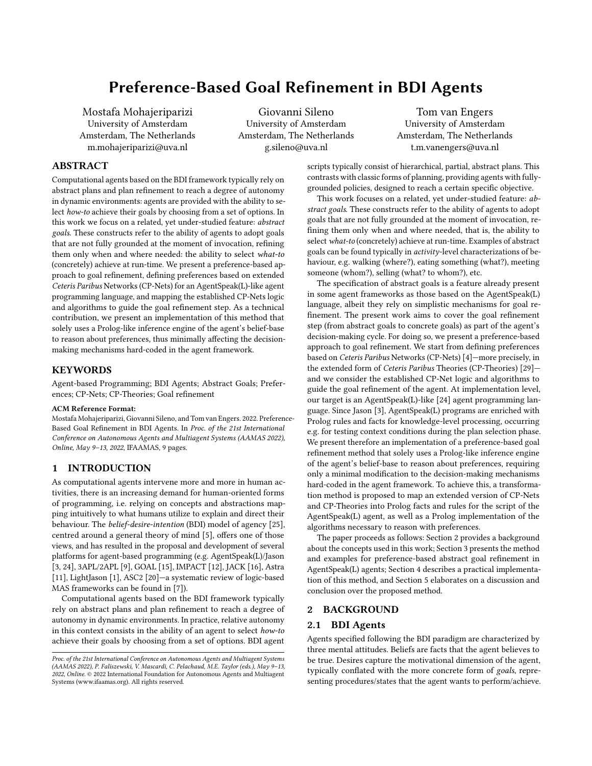# Preference-Based Goal Refinement in BDI Agents

Mostafa Mohajeriparizi
University of Amsterdam
Amsterdam, The Netherlands
m.mohajeriparizi@uva.nl

Giovanni Sileno
University of Amsterdam
Amsterdam, The Netherlands
g.sileno@uva.nl

Tom van Engers
University of Amsterdam
Amsterdam, The Netherlands
t.m.vanengers@uva.nl

## ABSTRACT

Computational agents based on the BDI framework typically rely on abstract plans and plan refinement to reach a degree of autonomy in dynamic environments: agents are provided with the ability to select *how-to* achieve their goals by choosing from a set of options. In this work we focus on a related, yet under-studied feature: *abstract goals*. These constructs refer to the ability of agents to adopt goals that are not fully grounded at the moment of invocation, refining them only when and where needed: the ability to select *what-to* (concretely) achieve at run-time. We present a preference-based approach to goal refinement, defining preferences based on extended *Ceteris Paribus* Networks (CP-Nets) for an AgentSpeak(L)-like agent programming language, and mapping the established CP-Nets logic and algorithms to guide the goal refinement step. As a technical contribution, we present an implementation of this method that solely uses a Prolog-like inference engine of the agent's belief-base to reason about preferences, thus minimally affecting the decision-making mechanisms hard-coded in the agent framework.

## KEYWORDS

Agent-based Programming; BDI Agents; Abstract Goals; Preferences; CP-Nets; CP-Theories; Goal refinement

**ACM Reference Format:**
Mostafa Mohajeriparizi, Giovanni Sileno, and Tom van Engers. 2022. Preference-Based Goal Refinement in BDI Agents. In *Proc. of the 21st International Conference on Autonomous Agents and Multiagent Systems (AAMAS 2022), Online, May 9–13, 2022*, IFAAMAS, 9 pages.

## 1 INTRODUCTION

As computational agents intervene more and more in human activities, there is an increasing demand for human-oriented forms of programming, i.e. relying on concepts and abstractions mapping intuitively to what humans utilize to explain and direct their behaviour. The *belief-desire-intention* (BDI) model of agency [25], centred around a general theory of mind [5], offers one of those views, and has resulted in the proposal and development of several platforms for agent-based programming (e.g. AgentSpeak(L)/Jason [3, 24], 3APL/2APL [9], GOAL [15], IMPACT [12], JACK [16], Astra [11], LightJason [1], ASC2 [20]—a systematic review of logic-based MAS frameworks can be found in [7]).

Computational agents based on the BDI framework typically rely on abstract plans and plan refinement to reach a degree of autonomy in dynamic environments. In practice, relative autonomy in this context consists in the ability of an agent to select *how-to* achieve their goals by choosing from a set of options. BDI agent scripts typically consist of hierarchical, partial, abstract plans. This contrasts with classic forms of planning, providing agents with fully-grounded policies, designed to reach a certain specific objective.

This work focuses on a related, yet under-studied feature: *abstract goals*. These constructs refer to the ability of agents to adopt goals that are not fully grounded at the moment of invocation, refining them only when and where needed, that is, the ability to select *what-to* (concretely) achieve at run-time. Examples of abstract goals can be found typically in *activity*-level characterizations of behaviour, e.g. walking (where?), eating something (what?), meeting someone (whom?), selling (what? to whom?), etc.

The specification of abstract goals is a feature already present in some agent frameworks as those based on the AgentSpeak(L) language, albeit they rely on simplistic mechanisms for goal refinement. The present work aims to cover the goal refinement step (from abstract goals to concrete goals) as part of the agent's decision-making cycle. For doing so, we present a preference-based approach to goal refinement. We start from defining preferences based on *Ceteris Paribus* Networks (CP-Nets) [4]—more precisely, in the extended form of *Ceteris Paribus* Theories (CP-Theories) [29]—and we consider the established CP-Net logic and algorithms to guide the goal refinement of the agent. At implementation level, our target is an AgentSpeak(L)-like [24] agent programming language. Since Jason [3], AgentSpeak(L) programs are enriched with Prolog rules and facts for knowledge-level processing, occurring e.g. for testing context conditions during the plan selection phase. We present therefore an implementation of a preference-based goal refinement method that solely uses a Prolog-like inference engine of the agent's belief-base to reason about preferences, requiring only a minimal modification to the decision-making mechanisms hard-coded in the agent framework. To achieve this, a transformation method is proposed to map an extended version of CP-Nets and CP-Theories into Prolog facts and rules for the script of the AgentSpeak(L) agent, as well as a Prolog implementation of the algorithms necessary to reason with preferences.

The paper proceeds as follows: Section 2 provides a background about the concepts used in this work; Section 3 presents the method and examples for preference-based abstract goal refinement in AgentSpeak(L) agents; Section 4 describes a practical implementation of this method, and Section 5 elaborates on a discussion and conclusion over the proposed method.

## 2 BACKGROUND

### 2.1 BDI Agents

Agents specified following the BDI paradigm are characterized by three mental attitudes. Beliefs are facts that the agent believes to be true. Desires capture the motivational dimension of the agent, typically conflated with the more concrete form of *goals*, representing procedures/states that the agent wants to perform/achieve.

*Proc. of the 21st International Conference on Autonomous Agents and Multiagent Systems (AAMAS 2022), P. Faliszewski, V. Mascardi, C. Pelachaud, M.E. Taylor (eds.), May 9–13, 2022, Online.* © 2022 International Foundation for Autonomous Agents and Multiagent Systems (www.ifaamas.org). All rights reserved.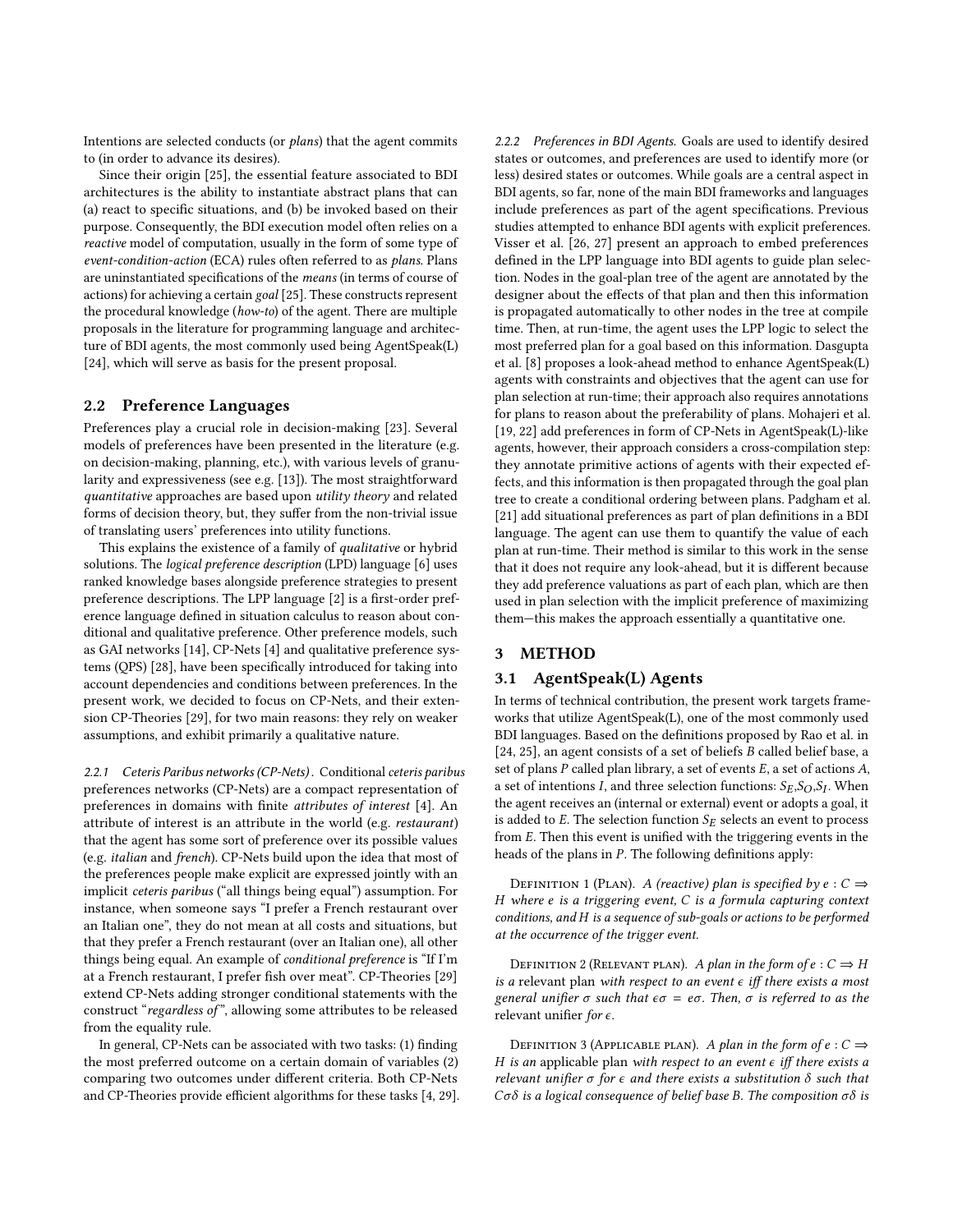Intentions are selected conducts (or *plans*) that the agent commits to (in order to advance its desires).

Since their origin [25], the essential feature associated to BDI architectures is the ability to instantiate abstract plans that can (a) react to specific situations, and (b) be invoked based on their purpose. Consequently, the BDI execution model often relies on a *reactive* model of computation, usually in the form of some type of *event-condition-action* (ECA) rules often referred to as *plans*. Plans are uninstantiated specifications of the *means* (in terms of course of actions) for achieving a certain *goal* [25]. These constructs represent the procedural knowledge (*how-to*) of the agent. There are multiple proposals in the literature for programming language and architecture of BDI agents, the most commonly used being AgentSpeak(L) [24], which will serve as basis for the present proposal.

## 2.2 Preference Languages

Preferences play a crucial role in decision-making [23]. Several models of preferences have been presented in the literature (e.g. on decision-making, planning, etc.), with various levels of granularity and expressiveness (see e.g. [13]). The most straightforward *quantitative* approaches are based upon *utility theory* and related forms of decision theory, but, they suffer from the non-trivial issue of translating users' preferences into utility functions.

This explains the existence of a family of *qualitative* or hybrid solutions. The *logical preference description* (LPD) language [6] uses ranked knowledge bases alongside preference strategies to present preference descriptions. The LPP language [2] is a first-order preference language defined in situation calculus to reason about conditional and qualitative preference. Other preference models, such as GAI networks [14], CP-Nets [4] and qualitative preference systems (QPS) [28], have been specifically introduced for taking into account dependencies and conditions between preferences. In the present work, we decided to focus on CP-Nets, and their extension CP-Theories [29], for two main reasons: they rely on weaker assumptions, and exhibit primarily a qualitative nature.

#### 2.2.1 Ceteris Paribus networks (CP-Nets).

Conditional *ceteris paribus* preferences networks (CP-Nets) are a compact representation of preferences in domains with finite *attributes of interest* [4]. An attribute of interest is an attribute in the world (e.g. *restaurant*) that the agent has some sort of preference over its possible values (e.g. *italian* and *french*). CP-Nets build upon the idea that most of the preferences people make explicit are expressed jointly with an implicit *ceteris paribus* ("all things being equal") assumption. For instance, when someone says "I prefer a French restaurant over an Italian one", they do not mean at all costs and situations, but that they prefer a French restaurant (over an Italian one), all other things being equal. An example of *conditional preference* is "If I'm at a French restaurant, I prefer fish over meat". CP-Theories [29] extend CP-Nets adding stronger conditional statements with the construct "*regardless of*", allowing some attributes to be released from the equality rule.

In general, CP-Nets can be associated with two tasks: (1) finding the most preferred outcome on a certain domain of variables (2) comparing two outcomes under different criteria. Both CP-Nets and CP-Theories provide efficient algorithms for these tasks [4, 29].

#### 2.2.2 Preferences in BDI Agents.

Goals are used to identify desired states or outcomes, and preferences are used to identify more (or less) desired states or outcomes. While goals are a central aspect in BDI agents, so far, none of the main BDI frameworks and languages include preferences as part of the agent specifications. Previous studies attempted to enhance BDI agents with explicit preferences. Visser et al. [26, 27] present an approach to embed preferences defined in the LPP language into BDI agents to guide plan selection. Nodes in the goal-plan tree of the agent are annotated by the designer about the effects of that plan and then this information is propagated automatically to other nodes in the tree at compile time. Then, at run-time, the agent uses the LPP logic to select the most preferred plan for a goal based on this information. Dasgupta et al. [8] proposes a look-ahead method to enhance AgentSpeak(L) agents with constraints and objectives that the agent can use for plan selection at run-time; their approach also requires annotations for plans to reason about the preferability of plans. Mohajeri et al. [19, 22] add preferences in form of CP-Nets in AgentSpeak(L)-like agents, however, their approach considers a cross-compilation step: they annotate primitive actions of agents with their expected effects, and this information is then propagated through the goal plan tree to create a conditional ordering between plans. Padgham et al. [21] add situational preferences as part of plan definitions in a BDI language. The agent can use them to quantify the value of each plan at run-time. Their method is similar to this work in the sense that it does not require any look-ahead, but it is different because they add preference valuations as part of each plan, which are then used in plan selection with the implicit preference of maximizing them—this makes the approach essentially a quantitative one.

# 3 METHOD

## 3.1 AgentSpeak(L) Agents

In terms of technical contribution, the present work targets frameworks that utilize AgentSpeak(L), one of the most commonly used BDI languages. Based on the definitions proposed by Rao et al. in [24, 25], an agent consists of a set of beliefs $B$ called belief base, a set of plans $P$ called plan library, a set of events $E$, a set of actions $A$, a set of intentions $I$, and three selection functions: $S_E$,$S_O$,$S_I$. When the agent receives an (internal or external) event or adopts a goal, it is added to $E$. The selection function $S_E$ selects an event to process from $E$. Then this event is unified with the triggering events in the heads of the plans in $P$. The following definitions apply:

Definition 1 (Plan). *A (reactive) plan is specified by $e : C \Rightarrow H$ where $e$ is a triggering event, $C$ is a formula capturing context conditions, and $H$ is a sequence of sub-goals or actions to be performed at the occurrence of the trigger event.*

Definition 2 (Relevant plan). *A plan in the form of $e : C \Rightarrow H$ is a* relevant plan *with respect to an event $\epsilon$ iff there exists a most general unifier $\sigma$ such that $\epsilon\sigma = e\sigma$. Then, $\sigma$ is referred to as the* relevant unifier *for $\epsilon$.*

Definition 3 (Applicable plan). *A plan in the form of $e : C \Rightarrow H$ is an* applicable plan *with respect to an event $\epsilon$ iff there exists a relevant unifier $\sigma$ for $\epsilon$ and there exists a substitution $\delta$ such that $C\sigma\delta$ is a logical consequence of belief base B. The composition $\sigma\delta$ is*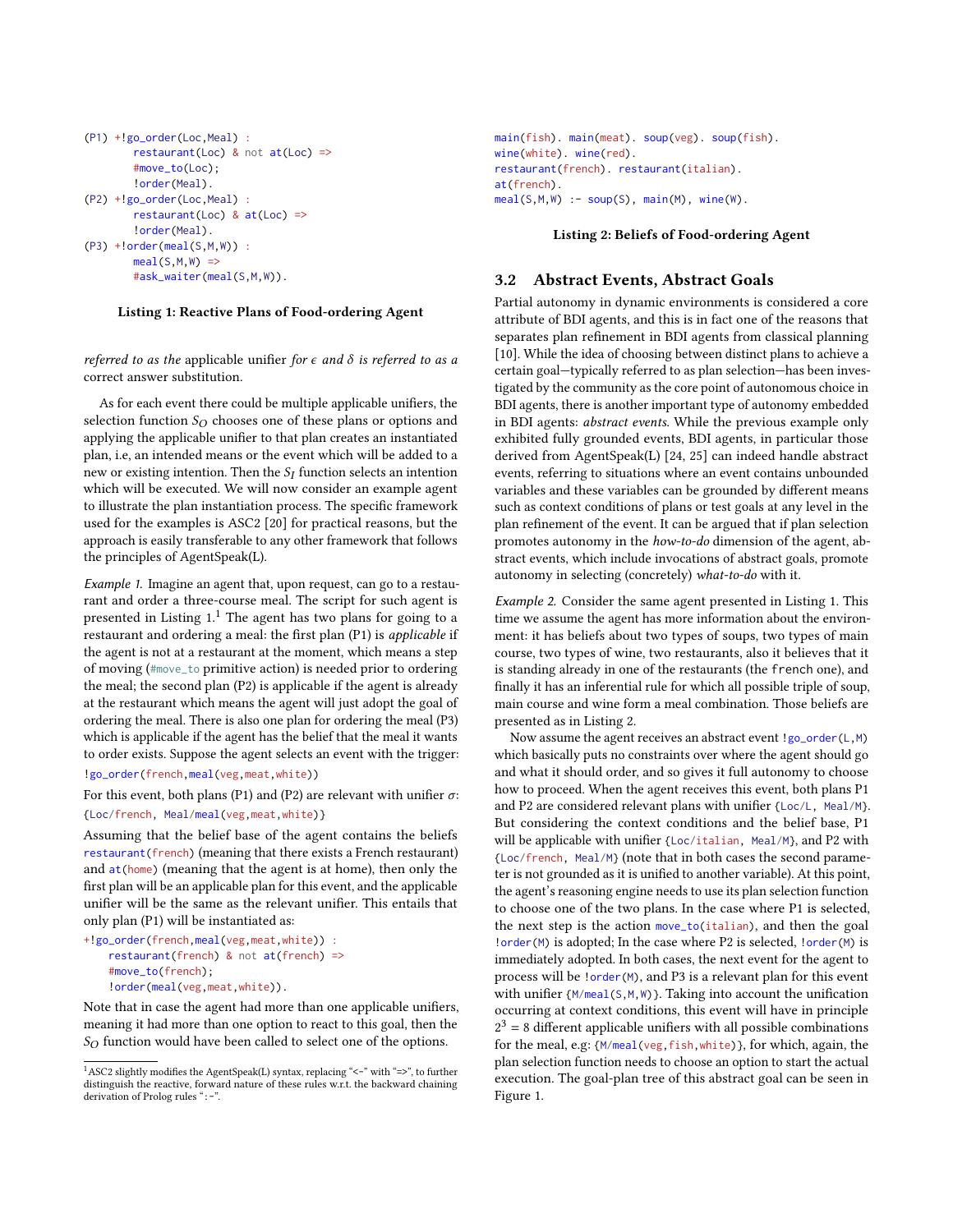```
(P1) +!go_order(Loc,Meal) :
        restaurant(Loc) & not at(Loc) =>
        #move_to(Loc);
        !order(Meal).
(P2) +!go_order(Loc,Meal) :
        restaurant(Loc) & at(Loc) =>
        !order(Meal).
(P3) +!order(meal(S,M,W)) :
        meal(S,M,W) =>
        #ask_waiter(meal(S,M,W)).
```

**Listing 1: Reactive Plans of Food-ordering Agent**

*referred to as the* applicable unifier *for* $\epsilon$ *and* $\delta$ *is referred to as a* correct answer substitution.

As for each event there could be multiple applicable unifiers, the selection function $S_O$ chooses one of these plans or options and applying the applicable unifier to that plan creates an instantiated plan, i.e, an intended means or the event which will be added to a new or existing intention. Then the $S_I$ function selects an intention which will be executed. We will now consider an example agent to illustrate the plan instantiation process. The specific framework used for the examples is ASC2 [20] for practical reasons, but the approach is easily transferable to any other framework that follows the principles of AgentSpeak(L).

*Example 1.* Imagine an agent that, upon request, can go to a restaurant and order a three-course meal. The script for such agent is presented in Listing 1.[1] The agent has two plans for going to a restaurant and ordering a meal: the first plan (P1) is *applicable* if the agent is not at a restaurant at the moment, which means a step of moving (`#move_to` primitive action) is needed prior to ordering the meal; the second plan (P2) is applicable if the agent is already at the restaurant which means the agent will just adopt the goal of ordering the meal. There is also one plan for ordering the meal (P3) which is applicable if the agent has the belief that the meal it wants to order exists. Suppose the agent selects an event with the trigger:

`!go_order(french,meal(veg,meat,white))`

For this event, both plans (P1) and (P2) are relevant with unifier $\sigma$:

`{Loc/french, Meal/meal(veg,meat,white)}`

Assuming that the belief base of the agent contains the beliefs `restaurant(french)` (meaning that there exists a French restaurant) and `at(home)` (meaning that the agent is at home), then only the first plan will be an applicable plan for this event, and the applicable unifier will be the same as the relevant unifier. This entails that only plan (P1) will be instantiated as:

```
+!go_order(french,meal(veg,meat,white)) :
    restaurant(french) & not at(french) =>
    #move_to(french);
    !order(meal(veg,meat,white)).
```

Note that in case the agent had more than one applicable unifiers, meaning it had more than one options to react to this goal, then the $S_O$ function would have been called to select one of the options.

[1] ASC2 slightly modifies the AgentSpeak(L) syntax, replacing "<-" with "=>", to further distinguish the reactive, forward nature of these rules w.r.t. the backward chaining derivation of Prolog rules ":-".

```
main(fish). main(meat). soup(veg). soup(fish).
wine(white). wine(red).
restaurant(french). restaurant(italian).
at(french).
meal(S,M,W) :- soup(S), main(M), wine(W).
```

**Listing 2: Beliefs of Food-ordering Agent**

## 3.2 Abstract Events, Abstract Goals

Partial autonomy in dynamic environments is considered a core attribute of BDI agents, and this is in fact one of the reasons that separates plan refinement in BDI agents from classical planning [10]. While the idea of choosing between distinct plans to achieve a certain goal—typically referred to as plan selection—has been investigated by the community as the core point of autonomous choice in BDI agents, there is another important type of autonomy embedded in BDI agents: *abstract events*. While the previous example only exhibited fully grounded events, BDI agents, in particular those derived from AgentSpeak(L) [24, 25] can indeed handle abstract events, referring to situations where an event contains unbounded variables and these variables can be grounded by different means such as context conditions of plans or test goals at any level in the plan refinement of the event. It can be argued that if plan selection promotes autonomy in the *how-to-do* dimension of the agent, abstract events, which include invocations of abstract goals, promote autonomy in selecting (concretely) *what-to-do* with it.

*Example 2.* Consider the same agent presented in Listing 1. This time we assume the agent has more information about the environment: it has beliefs about two types of soups, two types of main course, two types of wine, two restaurants, also it believes that it is standing already in one of the restaurants (the `french` one), and finally it has an inferential rule for which all possible triple of soup, main course and wine form a meal combination. Those beliefs are presented as in Listing 2.

Now assume the agent receives an abstract event `!go_order(L,M)` which basically puts no constraints over where the agent should go and what it should order, and so gives it full autonomy to choose how to proceed. When the agent receives this event, both plans P1 and P2 are considered relevant plans with unifier `{Loc/L, Meal/M}`. But considering the context conditions and the belief base, P1 will be applicable with unifier `{Loc/italian, Meal/M}`, and P2 with `{Loc/french, Meal/M}` (note that in both cases the second parameter is not grounded as it is unified to another variable). At this point, the agent's reasoning engine needs to use its plan selection function to choose one of the two plans. In the case where P1 is selected, the next step is the action `move_to(italian)`, and then the goal `!order(M)` is adopted; In the case where P2 is selected, `!order(M)` is immediately adopted. In both cases, the next event for the agent to process will be `!order(M)`, and P3 is a relevant plan for this event with unifier `{M/meal(S,M,W)}`. Taking into account the unification occurring at context conditions, this event will have in principle $2^3 = 8$ different applicable unifiers with all possible combinations for the meal, e.g: `{M/meal(veg,fish,white)}`, for which, again, the plan selection function needs to choose an option to start the actual execution. The goal-plan tree of this abstract goal can be seen in Figure 1.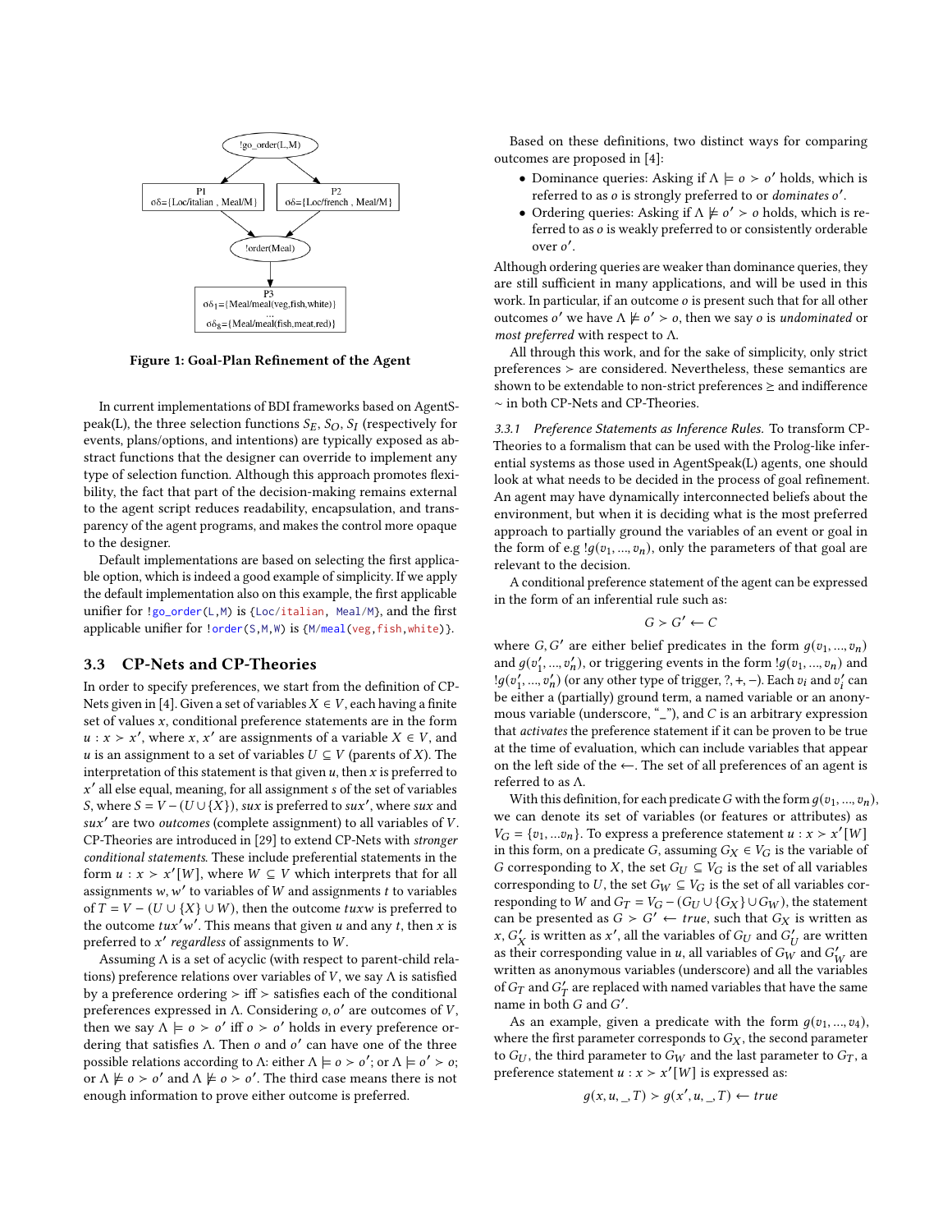!go_order(L,M)

P1
oδ={Loc/italian , Meal/M}

P2
oδ={Loc/french , Meal/M}

!order(Meal)

P3
oδ1={Meal/meal(veg,fish,white)}
...
oδ8={Meal/meal(fish,meat,red)}

**Figure 1: Goal-Plan Refinement of the Agent**

In current implementations of BDI frameworks based on AgentSpeak(L), the three selection functions $S_E$, $S_O$, $S_I$ (respectively for events, plans/options, and intentions) are typically exposed as abstract functions that the designer can override to implement any type of selection function. Although this approach promotes flexibility, the fact that part of the decision-making remains external to the agent script reduces readability, encapsulation, and transparency of the agent programs, and makes the control more opaque to the designer.

Default implementations are based on selecting the first applicable option, which is indeed a good example of simplicity. If we apply the default implementation also on this example, the first applicable unifier for `!go_order(L,M)` is `{Loc/italian, Meal/M}`, and the first applicable unifier for `!order(S,M,W)` is `{M/meal(veg,fish,white)}`.

### 3.3 CP-Nets and CP-Theories

In order to specify preferences, we start from the definition of CP-Nets given in [4]. Given a set of variables $X \in V$, each having a finite set of values $x$, conditional preference statements are in the form $u : x > x'$, where $x, x'$ are assignments of a variable $X \in V$, and $u$ is an assignment to a set of variables $U \subseteq V$ (parents of $X$). The interpretation of this statement is that given $u$, then $x$ is preferred to $x'$ all else equal, meaning, for all assignment $s$ of the set of variables $S$, where $S = V - (U \cup \{X\})$, $sux$ is preferred to $sux'$, where $sux$ and $sux'$ are two *outcomes* (complete assignment) to all variables of $V$. CP-Theories are introduced in [29] to extend CP-Nets with *stronger conditional statements*. These include preferential statements in the form $u : x > x'[W]$, where $W \subseteq V$ which interprets that for all assignments $w, w'$ to variables of $W$ and assignments $t$ to variables of $T = V - (U \cup \{X\} \cup W)$, then the outcome $tuxw$ is preferred to the outcome $tux'w'$. This means that given $u$ and any $t$, then $x$ is preferred to $x'$ *regardless* of assignments to $W$.

Assuming $\Lambda$ is a set of acyclic (with respect to parent-child relations) preference relations over variables of $V$, we say $\Lambda$ is satisfied by a preference ordering $>$ iff $>$ satisfies each of the conditional preferences expressed in $\Lambda$. Considering $o, o'$ are outcomes of $V$, then we say $\Lambda \models o > o'$ iff $o > o'$ holds in every preference ordering that satisfies $\Lambda$. Then $o$ and $o'$ can have one of the three possible relations according to $\Lambda$: either $\Lambda \models o > o'$; or $\Lambda \models o' > o$; or $\Lambda \not\models o > o'$ and $\Lambda \not\models o > o'$. The third case means there is not enough information to prove either outcome is preferred.

Based on these definitions, two distinct ways for comparing outcomes are proposed in [4]:

- Dominance queries: Asking if $\Lambda \models o > o'$ holds, which is referred to as $o$ is strongly preferred to or *dominates* $o'$.
- Ordering queries: Asking if $\Lambda \not\models o' > o$ holds, which is referred to as $o$ is weakly preferred to or consistently orderable over $o'$.

Although ordering queries are weaker than dominance queries, they are still sufficient in many applications, and will be used in this work. In particular, if an outcome $o$ is present such that for all other outcomes $o'$ we have $\Lambda \not\models o' > o$, then we say $o$ is *undominated* or *most preferred* with respect to $\Lambda$.

All through this work, and for the sake of simplicity, only strict preferences $>$ are considered. Nevertheless, these semantics are shown to be extendable to non-strict preferences $\geq$ and indifference $\sim$ in both CP-Nets and CP-Theories.

#### 3.3.1 Preference Statements as Inference Rules.

To transform CP-Theories to a formalism that can be used with the Prolog-like inferential systems as those used in AgentSpeak(L) agents, one should look at what needs to be decided in the process of goal refinement. An agent may have dynamically interconnected beliefs about the environment, but when it is deciding what is the most preferred approach to partially ground the variables of an event or goal in the form of e.g $!g(v_1, ..., v_n)$, only the parameters of that goal are relevant to the decision.

A conditional preference statement of the agent can be expressed in the form of an inferential rule such as:

$$G > G' \leftarrow C$$

where $G, G'$ are either belief predicates in the form $g(v_1, ..., v_n)$ and $g(v_1', ..., v_n')$, or triggering events in the form $!g(v_1, ..., v_n)$ and $!g(v_1', ..., v_n')$ (or any other type of trigger, ?, +, −). Each $v_i$ and $v_i'$ can be either a (partially) ground term, a named variable or an anonymous variable (underscore, "_"), and $C$ is an arbitrary expression that *activates* the preference statement if it can be proven to be true at the time of evaluation, which can include variables that appear on the left side of the $\leftarrow$. The set of all preferences of an agent is referred to as $\Lambda$.

With this definition, for each predicate $G$ with the form $g(v_1, ..., v_n)$, we can denote its set of variables (or features or attributes) as $V_G = \{v_1, ...v_n\}$. To express a preference statement $u : x > x'[W]$ in this form, on a predicate $G$, assuming $G_X \in V_G$ is the variable of $G$ corresponding to $X$, the set $G_U \subseteq V_G$ is the set of all variables corresponding to $U$, the set $G_W \subseteq V_G$ is the set of all variables corresponding to $W$ and $G_T = V_G - (G_U \cup \{G_X\} \cup G_W)$, the statement can be presented as $G > G' \leftarrow true$, such that $G_X$ is written as $x$, $G_X'$ is written as $x'$, all the variables of $G_U$ and $G_U'$ are written as their corresponding value in $u$, all variables of $G_W$ and $G_W'$ are written as anonymous variables (underscore) and all the variables of $G_T$ and $G_T'$ are replaced with named variables that have the same name in both $G$ and $G'$.

As an example, given a predicate with the form $g(v_1, ..., v_4)$, where the first parameter corresponds to $G_X$, the second parameter to $G_U$, the third parameter to $G_W$ and the last parameter to $G_T$, a preference statement $u : x > x'[W]$ is expressed as:

$$g(x, u, \_, T) > g(x', u, \_, T) \leftarrow true$$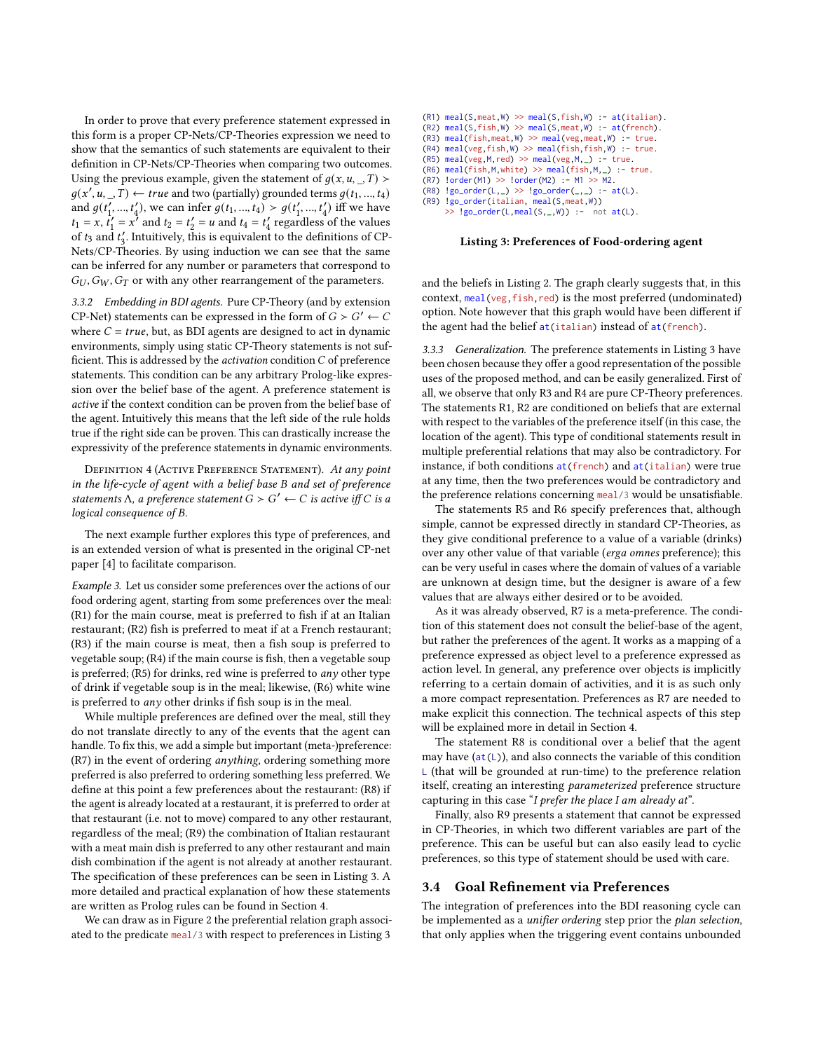In order to prove that every preference statement expressed in this form is a proper CP-Nets/CP-Theories expression we need to show that the semantics of such statements are equivalent to their definition in CP-Nets/CP-Theories when comparing two outcomes. Using the previous example, given the statement of $g(x, u, \_, T) \succ g(x', u, \_, T) \leftarrow true$ and two (partially) grounded terms $g(t_1, ..., t_4)$ and $g(t'_1, ..., t'_4)$, we can infer $g(t_1, ..., t_4) \succ g(t'_1, ..., t'_4)$ iff we have $t_1 = x$, $t'_1 = x'$ and $t_2 = t'_2 = u$ and $t_4 = t'_4$ regardless of the values of $t_3$ and $t'_3$. Intuitively, this is equivalent to the definitions of CP-Nets/CP-Theories. By using induction we can see that the same can be inferred for any number or parameters that correspond to $G_U, G_W, G_T$ or with any other rearrangement of the parameters.

#### 3.3.2 Embedding in BDI agents.

Pure CP-Theory (and by extension CP-Net) statements can be expressed in the form of $G \succ G' \leftarrow C$ where $C = true$, but, as BDI agents are designed to act in dynamic environments, simply using static CP-Theory statements is not sufficient. This is addressed by the *activation* condition $C$ of preference statements. This condition can be any arbitrary Prolog-like expression over the belief base of the agent. A preference statement is *active* if the context condition can be proven from the belief base of the agent. Intuitively this means that the left side of the rule holds true if the right side can be proven. This can drastically increase the expressivity of the preference statements in dynamic environments.

Definition 4 (Active Preference Statement). *At any point in the life-cycle of agent with a belief base $B$ and set of preference statements $\Lambda$, a preference statement $G \succ G' \leftarrow C$ is active iff $C$ is a logical consequence of $B$.*

The next example further explores this type of preferences, and is an extended version of what is presented in the original CP-net paper [4] to facilitate comparison.

*Example 3.* Let us consider some preferences over the actions of our food ordering agent, starting from some preferences over the meal: (R1) for the main course, meat is preferred to fish if at an Italian restaurant; (R2) fish is preferred to meat if at a French restaurant; (R3) if the main course is meat, then a fish soup is preferred to vegetable soup; (R4) if the main course is fish, then a vegetable soup is preferred; (R5) for drinks, red wine is preferred to *any* other type of drink if vegetable soup is in the meal; likewise, (R6) white wine is preferred to *any* other drinks if fish soup is in the meal.

While multiple preferences are defined over the meal, still they do not translate directly to any of the events that the agent can handle. To fix this, we add a simple but important (meta-)preference: (R7) in the event of ordering *anything*, ordering something more preferred is also preferred to ordering something less preferred. We define at this point a few preferences about the restaurant: (R8) if the agent is already located at a restaurant, it is preferred to order at that restaurant (i.e. not to move) compared to any other restaurant, regardless of the meal; (R9) the combination of Italian restaurant with a meat main dish is preferred to any other restaurant and main dish combination if the agent is not already at another restaurant. The specification of these preferences can be seen in Listing 3. A more detailed and practical explanation of how these statements are written as Prolog rules can be found in Section 4.

We can draw as in Figure 2 the preferential relation graph associated to the predicate meal/3 with respect to preferences in Listing 3

```
(R1) meal(S,meat,W) >> meal(S,fish,W) :- at(italian).
(R2) meal(S,fish,W) >> meal(S,meat,W) :- at(french).
(R3) meal(fish,meat,W) >> meal(veg,meat,W) :- true.
(R4) meal(veg,fish,W) >> meal(fish,fish,W) :- true.
(R5) meal(veg,M,red) >> meal(veg,M,_) :- true.
(R6) meal(fish,M,white) >> meal(fish,M,_) :- true.
(R7) !order(M1) >> !order(M2) :- M1 >> M2.
(R8) !go_order(L,_) >> !go_order(_,_) :- at(L).
(R9) !go_order(italian, meal(S,meat,W))
     >> !go_order(L,meal(S,_,W)) :-  not at(L).
```

**Listing 3: Preferences of Food-ordering agent**

and the beliefs in Listing 2. The graph clearly suggests that, in this context, meal(veg,fish,red) is the most preferred (undominated) option. Note however that this graph would have been different if the agent had the belief at(italian) instead of at(french).

#### 3.3.3 Generalization.

The preference statements in Listing 3 have been chosen because they offer a good representation of the possible uses of the proposed method, and can be easily generalized. First of all, we observe that only R3 and R4 are pure CP-Theory preferences. The statements R1, R2 are conditioned on beliefs that are external with respect to the variables of the preference itself (in this case, the location of the agent). This type of conditional statements result in multiple preferential relations that may also be contradictory. For instance, if both conditions at(french) and at(italian) were true at any time, then the two preferences would be contradictory and the preference relations concerning meal/3 would be unsatisfiable.

The statements R5 and R6 specify preferences that, although simple, cannot be expressed directly in standard CP-Theories, as they give conditional preference to a value of a variable (drinks) over any other value of that variable (*erga omnes* preference); this can be very useful in cases where the domain of values of a variable are unknown at design time, but the designer is aware of a few values that are always either desired or to be avoided.

As it was already observed, R7 is a meta-preference. The condition of this statement does not consult the belief-base of the agent, but rather the preferences of the agent. It works as a mapping of a preference expressed as object level to a preference expressed as action level. In general, any preference over objects is implicitly referring to a certain domain of activities, and it is as such only a more compact representation. Preferences as R7 are needed to make explicit this connection. The technical aspects of this step will be explained more in detail in Section 4.

The statement R8 is conditional over a belief that the agent may have (at(L)), and also connects the variable of this condition L (that will be grounded at run-time) to the preference relation itself, creating an interesting *parameterized* preference structure capturing in this case "*I prefer the place I am already at*".

Finally, also R9 presents a statement that cannot be expressed in CP-Theories, in which two different variables are part of the preference. This can be useful but can also easily lead to cyclic preferences, so this type of statement should be used with care.

## 3.4 Goal Refinement via Preferences

The integration of preferences into the BDI reasoning cycle can be implemented as a *unifier ordering* step prior the *plan selection*, that only applies when the triggering event contains unbounded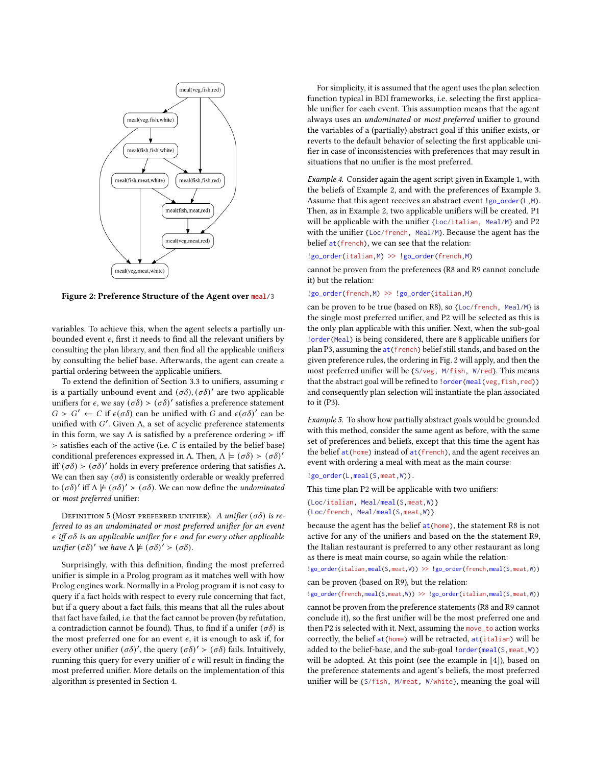**Figure 2: Preference Structure of the Agent over meal/3**

variables. To achieve this, when the agent selects a partially unbounded event $\epsilon$, first it needs to find all the relevant unifiers by consulting the plan library, and then find all the applicable unifiers by consulting the belief base. Afterwards, the agent can create a partial ordering between the applicable unifiers.

To extend the definition of Section 3.3 to unifiers, assuming $\epsilon$ is a partially unbound event and $(\sigma\delta), (\sigma\delta)'$ are two applicable unifiers for $\epsilon$, we say $(\sigma\delta) > (\sigma\delta)'$ satisfies a preference statement $G > G' \leftarrow C$ if $\epsilon(\sigma\delta)$ can be unified with $G$ and $\epsilon(\sigma\delta)'$ can be unified with $G'$. Given $\Lambda$, a set of acyclic preference statements in this form, we say $\Lambda$ is satisfied by a preference ordering $>$ iff $>$ satisfies each of the active (i.e. $C$ is entailed by the belief base) conditional preferences expressed in $\Lambda$. Then, $\Lambda \models (\sigma\delta) > (\sigma\delta)'$ iff $(\sigma\delta) > (\sigma\delta)'$ holds in every preference ordering that satisfies $\Lambda$. We can then say $(\sigma\delta)$ is consistently orderable or weakly preferred to $(\sigma\delta)'$ iff $\Lambda \not\models (\sigma\delta)' > (\sigma\delta)$. We can now define the *undominated* or *most preferred* unifier:

Definition 5 (Most preferred unifier). *A unifier $(\sigma\delta)$ is referred to as an undominated or most preferred unifier for an event $\epsilon$ iff $\sigma\delta$ is an applicable unifier for $\epsilon$ and for every other applicable unifier $(\sigma\delta)'$ we have $\Lambda \not\models (\sigma\delta)' > (\sigma\delta)$.*

Surprisingly, with this definition, finding the most preferred unifier is simple in a Prolog program as it matches well with how Prolog engines work. Normally in a Prolog program it is not easy to query if a fact holds with respect to every rule concerning that fact, but if a query about a fact fails, this means that all the rules about that fact have failed, i.e. that the fact cannot be proven (by refutation, a contradiction cannot be found). Thus, to find if a unifer $(\sigma\delta)$ is the most preferred one for an event $\epsilon$, it is enough to ask if, for every other unifier $(\sigma\delta)'$, the query $(\sigma\delta)' > (\sigma\delta)$ fails. Intuitively, running this query for every unifier of $\epsilon$ will result in finding the most preferred unifier. More details on the implementation of this algorithm is presented in Section 4.

For simplicity, it is assumed that the agent uses the plan selection function typical in BDI frameworks, i.e. selecting the first applicable unifier for each event. This assumption means that the agent always uses an *undominated* or *most preferred* unifier to ground the variables of a (partially) abstract goal if this unifier exists, or reverts to the default behavior of selecting the first applicable unifier in case of inconsistencies with preferences that may result in situations that no unifier is the most preferred.

*Example 4.* Consider again the agent script given in Example 1, with the beliefs of Example 2, and with the preferences of Example 3. Assume that this agent receives an abstract event `!go_order(L,M)`. Then, as in Example 2, two applicable unifiers will be created. P1 will be applicable with the unifier `{Loc/italian, Meal/M}` and P2 with the unifier `{Loc/french, Meal/M}`. Because the agent has the belief `at(french)`, we can see that the relation:

```
!go_order(italian,M) >> !go_order(french,M)
```

cannot be proven from the preferences (R8 and R9 cannot conclude it) but the relation:

```
!go_order(french,M) >> !go_order(italian,M)
```

can be proven to be true (based on R8), so `{Loc/french, Meal/M}` is the single most preferred unifier, and P2 will be selected as this is the only plan applicable with this unifier. Next, when the sub-goal `!order(Meal)` is being considered, there are 8 applicable unifiers for plan P3, assuming the `at(french)` belief still stands, and based on the given preference rules, the ordering in Fig. 2 will apply, and then the most preferred unifier will be `{S/veg, M/fish, W/red}`. This means that the abstract goal will be refined to `!order(meal(veg,fish,red))` and consequently plan selection will instantiate the plan associated to it (P3).

*Example 5.* To show how partially abstract goals would be grounded with this method, consider the same agent as before, with the same set of preferences and beliefs, except that this time the agent has the belief `at(home)` instead of `at(french)`, and the agent receives an event with ordering a meal with meat as the main course:

```
!go_order(L,meal(S,meat,W)).
```

This time plan P2 will be applicable with two unifiers:

```
{Loc/italian, Meal/meal(S,meat,W)}
{Loc/french, Meal/meal(S,meat,W)}
```

because the agent has the belief `at(home)`, the statement R8 is not active for any of the unifiers and based on the the statement R9, the Italian restaurant is preferred to any other restaurant as long as there is meat main course, so again while the relation:

```
!go_order(italian,meal(S,meat,W)) >> !go_order(french,meal(S,meat,W))
```

can be proven (based on R9), but the relation:

```
!go_order(french,meal(S,meat,W)) >> !go_order(italian,meal(S,meat,W))
```

cannot be proven from the preference statements (R8 and R9 cannot conclude it), so the first unifier will be the most preferred one and then P2 is selected with it. Next, assuming the `move_to` action works correctly, the belief `at(home)` will be retracted, `at(italian)` will be added to the belief-base, and the sub-goal `!order(meal(S,meat,W))` will be adopted. At this point (see the example in [4]), based on the preference statements and agent's beliefs, the most preferred unifier will be `{S/fish, M/meat, W/white}`, meaning the goal will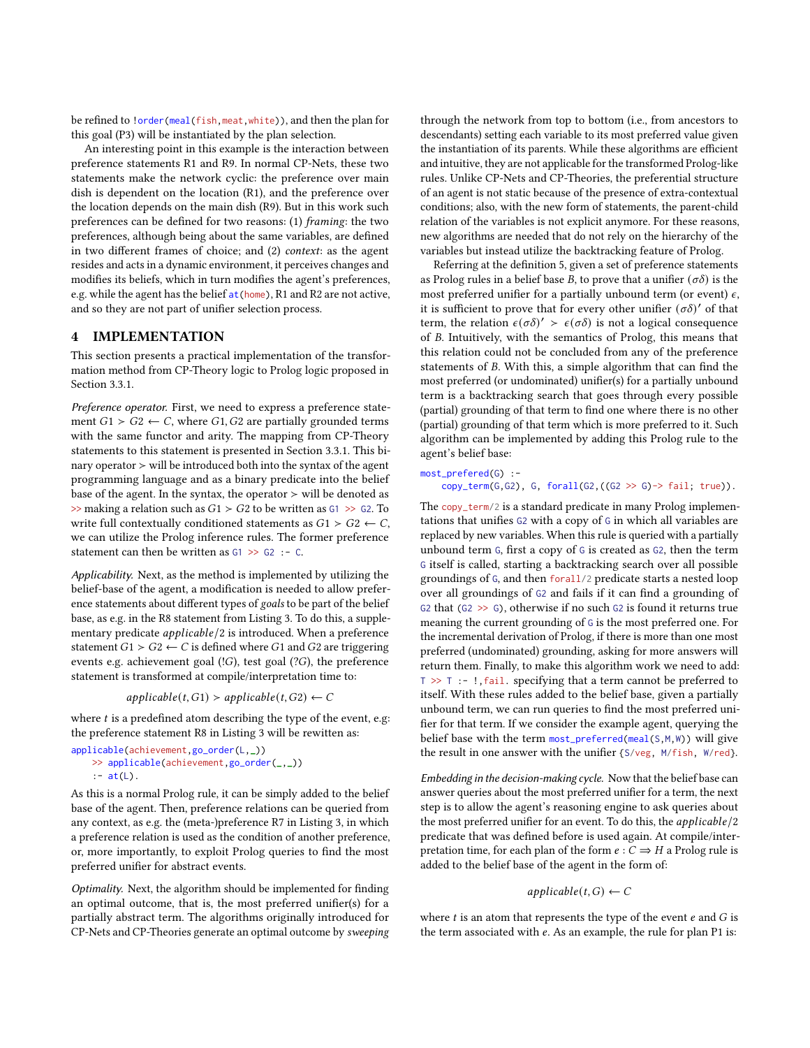be refined to `!order(meal(fish,meat,white))`, and then the plan for this goal (P3) will be instantiated by the plan selection.

An interesting point in this example is the interaction between preference statements R1 and R9. In normal CP-Nets, these two statements make the network cyclic: the preference over main dish is dependent on the location (R1), and the preference over the location depends on the main dish (R9). But in this work such preferences can be defined for two reasons: (1) *framing*: the two preferences, although being about the same variables, are defined in two different frames of choice; and (2) *context*: as the agent resides and acts in a dynamic environment, it perceives changes and modifies its beliefs, which in turn modifies the agent's preferences, e.g. while the agent has the belief `at(home)`, R1 and R2 are not active, and so they are not part of unifier selection process.

# 4 IMPLEMENTATION

This section presents a practical implementation of the transformation method from CP-Theory logic to Prolog logic proposed in Section 3.3.1.

*Preference operator.* First, we need to express a preference statement $G1 \succ G2 \leftarrow C$, where $G1, G2$ are partially grounded terms with the same functor and arity. The mapping from CP-Theory statements to this statement is presented in Section 3.3.1. This binary operator $\succ$ will be introduced both into the syntax of the agent programming language and as a binary predicate into the belief base of the agent. In the syntax, the operator $\succ$ will be denoted as `>>` making a relation such as $G1 \succ G2$ to be written as `G1 >> G2`. To write full contextually conditioned statements as $G1 \succ G2 \leftarrow C$, we can utilize the Prolog inference rules. The former preference statement can then be written as `G1 >> G2 :- C`.

*Applicability.* Next, as the method is implemented by utilizing the belief-base of the agent, a modification is needed to allow preference statements about different types of *goals* to be part of the belief base, as e.g. in the R8 statement from Listing 3. To do this, a supplementary predicate *applicable*/2 is introduced. When a preference statement $G1 \succ G2 \leftarrow C$ is defined where $G1$ and $G2$ are triggering events e.g. achievement goal ($!G$), test goal ($?G$), the preference statement is transformed at compile/interpretation time to:

$$applicable(t, G1) \succ applicable(t, G2) \leftarrow C$$

where $t$ is a predefined atom describing the type of the event, e.g: the preference statement R8 in Listing 3 will be rewitten as:

```
applicable(achievement,go_order(L,_))
    >> applicable(achievement,go_order(_,_))
    :- at(L).
```

As this is a normal Prolog rule, it can be simply added to the belief base of the agent. Then, preference relations can be queried from any context, as e.g. the (meta-)preference R7 in Listing 3, in which a preference relation is used as the condition of another preference, or, more importantly, to exploit Prolog queries to find the most preferred unifier for abstract events.

*Optimality.* Next, the algorithm should be implemented for finding an optimal outcome, that is, the most preferred unifier(s) for a partially abstract term. The algorithms originally introduced for CP-Nets and CP-Theories generate an optimal outcome by *sweeping* through the network from top to bottom (i.e., from ancestors to descendants) setting each variable to its most preferred value given the instantiation of its parents. While these algorithms are efficient and intuitive, they are not applicable for the transformed Prolog-like rules. Unlike CP-Nets and CP-Theories, the preferential structure of an agent is not static because of the presence of extra-contextual conditions; also, with the new form of statements, the parent-child relation of the variables is not explicit anymore. For these reasons, new algorithms are needed that do not rely on the hierarchy of the variables but instead utilize the backtracking feature of Prolog.

Referring at the definition 5, given a set of preference statements as Prolog rules in a belief base $B$, to prove that a unifier $(\sigma\delta)$ is the most preferred unifier for a partially unbound term (or event) $\epsilon$, it is sufficient to prove that for every other unifier $(\sigma\delta)'$ of that term, the relation $\epsilon(\sigma\delta)' \succ \epsilon(\sigma\delta)$ is not a logical consequence of $B$. Intuitively, with the semantics of Prolog, this means that this relation could not be concluded from any of the preference statements of $B$. With this, a simple algorithm that can find the most preferred (or undominated) unifier(s) for a partially unbound term is a backtracking search that goes through every possible (partial) grounding of that term to find one where there is no other (partial) grounding of that term which is more preferred to it. Such algorithm can be implemented by adding this Prolog rule to the agent's belief base:

```
most_prefered(G) :-
    copy_term(G,G2), G, forall(G2,((G2 >> G)-> fail; true)).
```

The `copy_term/2` is a standard predicate in many Prolog implementations that unifies `G2` with a copy of `G` in which all variables are replaced by new variables. When this rule is queried with a partially unbound term `G`, first a copy of `G` is created as `G2`, then the term `G` itself is called, starting a backtracking search over all possible groundings of `G`, and then `forall/2` predicate starts a nested loop over all groundings of `G2` and fails if it can find a grounding of `G2` that (`G2 >> G`), otherwise if no such `G2` is found it returns true meaning the current grounding of `G` is the most preferred one. For the incremental derivation of Prolog, if there is more than one most preferred (undominated) grounding, asking for more answers will return them. Finally, to make this algorithm work we need to add: `T >> T :- !,fail.` specifying that a term cannot be preferred to itself. With these rules added to the belief base, given a partially unbound term, we can run queries to find the most preferred unifier for that term. If we consider the example agent, querying the belief base with the term `most_preferred(meal(S,M,W))` will give the result in one answer with the unifier `{S/veg, M/fish, W/red}`.

*Embedding in the decision-making cycle.* Now that the belief base can answer queries about the most preferred unifier for a term, the next step is to allow the agent's reasoning engine to ask queries about the most preferred unifier for an event. To do this, the *applicable*/2 predicate that was defined before is used again. At compile/interpretation time, for each plan of the form $e : C \Rightarrow H$ a Prolog rule is added to the belief base of the agent in the form of:

$$applicable(t, G) \leftarrow C$$

where $t$ is an atom that represents the type of the event $e$ and $G$ is the term associated with $e$. As an example, the rule for plan P1 is: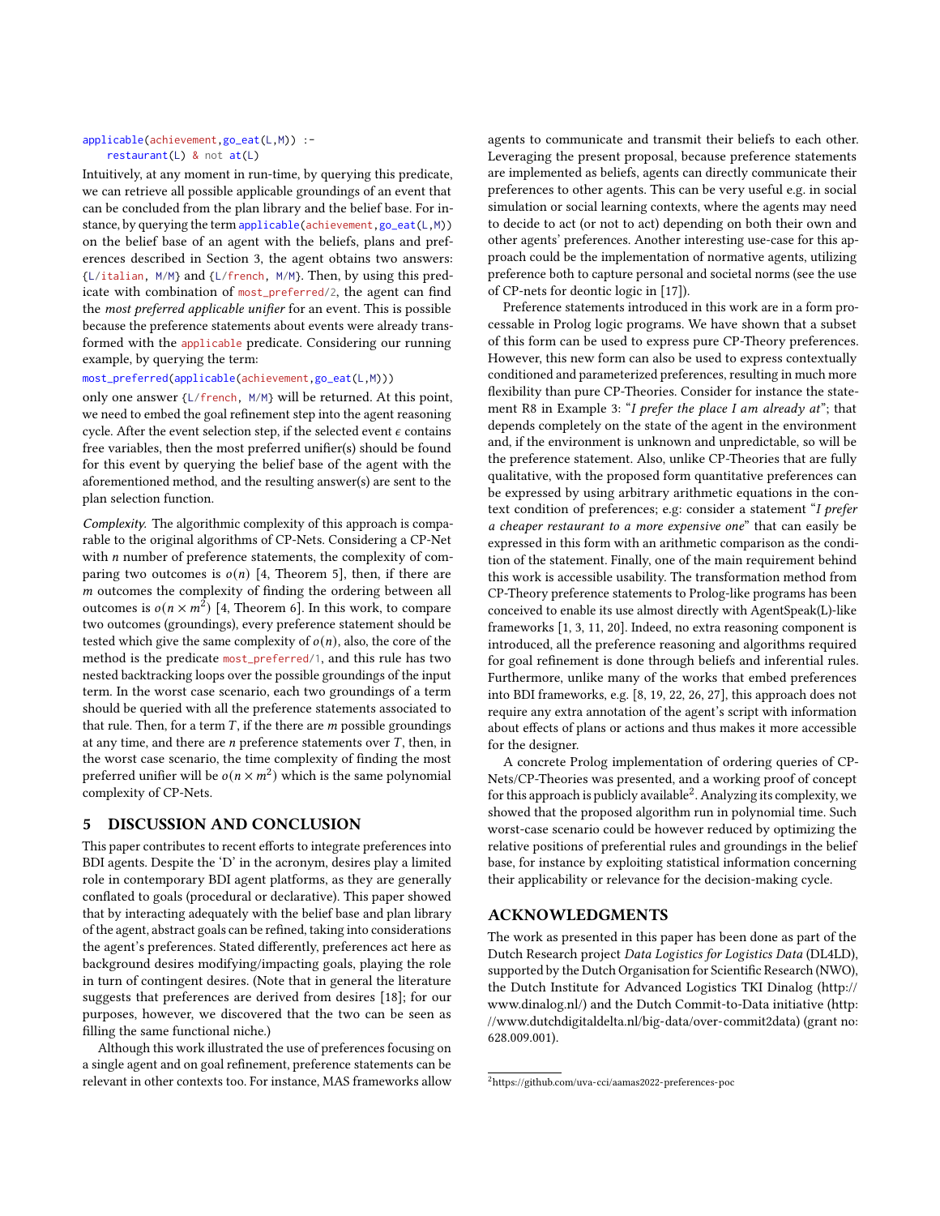```
applicable(achievement,go_eat(L,M)) :-
    restaurant(L) & not at(L)
```

Intuitively, at any moment in run-time, by querying this predicate, we can retrieve all possible applicable groundings of an event that can be concluded from the plan library and the belief base. For instance, by querying the term `applicable(achievement,go_eat(L,M))` on the belief base of an agent with the beliefs, plans and preferences described in Section 3, the agent obtains two answers: {`L/italian, M/M`} and {`L/french, M/M`}. Then, by using this predicate with combination of `most_preferred/2`, the agent can find the *most preferred applicable unifier* for an event. This is possible because the preference statements about events were already transformed with the `applicable` predicate. Considering our running example, by querying the term:

```
most_preferred(applicable(achievement,go_eat(L,M)))
```

only one answer {`L/french, M/M`} will be returned. At this point, we need to embed the goal refinement step into the agent reasoning cycle. After the event selection step, if the selected event $\epsilon$ contains free variables, then the most preferred unifier(s) should be found for this event by querying the belief base of the agent with the aforementioned method, and the resulting answer(s) are sent to the plan selection function.

*Complexity.* The algorithmic complexity of this approach is comparable to the original algorithms of CP-Nets. Considering a CP-Net with $n$ number of preference statements, the complexity of comparing two outcomes is $o(n)$ [4, Theorem 5], then, if there are $m$ outcomes the complexity of finding the ordering between all outcomes is $o(n \times m^2)$ [4, Theorem 6]. In this work, to compare two outcomes (groundings), every preference statement should be tested which give the same complexity of $o(n)$, also, the core of the method is the predicate `most_preferred/1`, and this rule has two nested backtracking loops over the possible groundings of the input term. In the worst case scenario, each two groundings of a term should be queried with all the preference statements associated to that rule. Then, for a term $T$, if the there are $m$ possible groundings at any time, and there are $n$ preference statements over $T$, then, in the worst case scenario, the time complexity of finding the most preferred unifier will be $o(n \times m^2)$ which is the same polynomial complexity of CP-Nets.

## 5 DISCUSSION AND CONCLUSION

This paper contributes to recent efforts to integrate preferences into BDI agents. Despite the 'D' in the acronym, desires play a limited role in contemporary BDI agent platforms, as they are generally conflated to goals (procedural or declarative). This paper showed that by interacting adequately with the belief base and plan library of the agent, abstract goals can be refined, taking into considerations the agent's preferences. Stated differently, preferences act here as background desires modifying/impacting goals, playing the role in turn of contingent desires. (Note that in general the literature suggests that preferences are derived from desires [18]; for our purposes, however, we discovered that the two can be seen as filling the same functional niche.)

Although this work illustrated the use of preferences focusing on a single agent and on goal refinement, preference statements can be relevant in other contexts too. For instance, MAS frameworks allow agents to communicate and transmit their beliefs to each other. Leveraging the present proposal, because preference statements are implemented as beliefs, agents can directly communicate their preferences to other agents. This can be very useful e.g. in social simulation or social learning contexts, where the agents may need to decide to act (or not to act) depending on both their own and other agents' preferences. Another interesting use-case for this approach could be the implementation of normative agents, utilizing preference both to capture personal and societal norms (see the use of CP-nets for deontic logic in [17]).

Preference statements introduced in this work are in a form processable in Prolog logic programs. We have shown that a subset of this form can be used to express pure CP-Theory preferences. However, this new form can also be used to express contextually conditioned and parameterized preferences, resulting in much more flexibility than pure CP-Theories. Consider for instance the statement R8 in Example 3: "*I prefer the place I am already at*"; that depends completely on the state of the agent in the environment and, if the environment is unknown and unpredictable, so will be the preference statement. Also, unlike CP-Theories that are fully qualitative, with the proposed form quantitative preferences can be expressed by using arbitrary arithmetic equations in the context condition of preferences; e.g: consider a statement "*I prefer a cheaper restaurant to a more expensive one*" that can easily be expressed in this form with an arithmetic comparison as the condition of the statement. Finally, one of the main requirement behind this work is accessible usability. The transformation method from CP-Theory preference statements to Prolog-like programs has been conceived to enable its use almost directly with AgentSpeak(L)-like frameworks [1, 3, 11, 20]. Indeed, no extra reasoning component is introduced, all the preference reasoning and algorithms required for goal refinement is done through beliefs and inferential rules. Furthermore, unlike many of the works that embed preferences into BDI frameworks, e.g. [8, 19, 22, 26, 27], this approach does not require any extra annotation of the agent's script with information about effects of plans or actions and thus makes it more accessible for the designer.

A concrete Prolog implementation of ordering queries of CP-Nets/CP-Theories was presented, and a working proof of concept for this approach is publicly available[2]. Analyzing its complexity, we showed that the proposed algorithm run in polynomial time. Such worst-case scenario could be however reduced by optimizing the relative positions of preferential rules and groundings in the belief base, for instance by exploiting statistical information concerning their applicability or relevance for the decision-making cycle.

## ACKNOWLEDGMENTS

The work as presented in this paper has been done as part of the Dutch Research project *Data Logistics for Logistics Data* (DL4LD), supported by the Dutch Organisation for Scientific Research (NWO), the Dutch Institute for Advanced Logistics TKI Dinalog (http://www.dinalog.nl/) and the Dutch Commit-to-Data initiative (http://www.dutchdigitaldelta.nl/big-data/over-commit2data) (grant no: 628.009.001).

---

[2] https://github.com/uva-cci/aamas2022-preferences-poc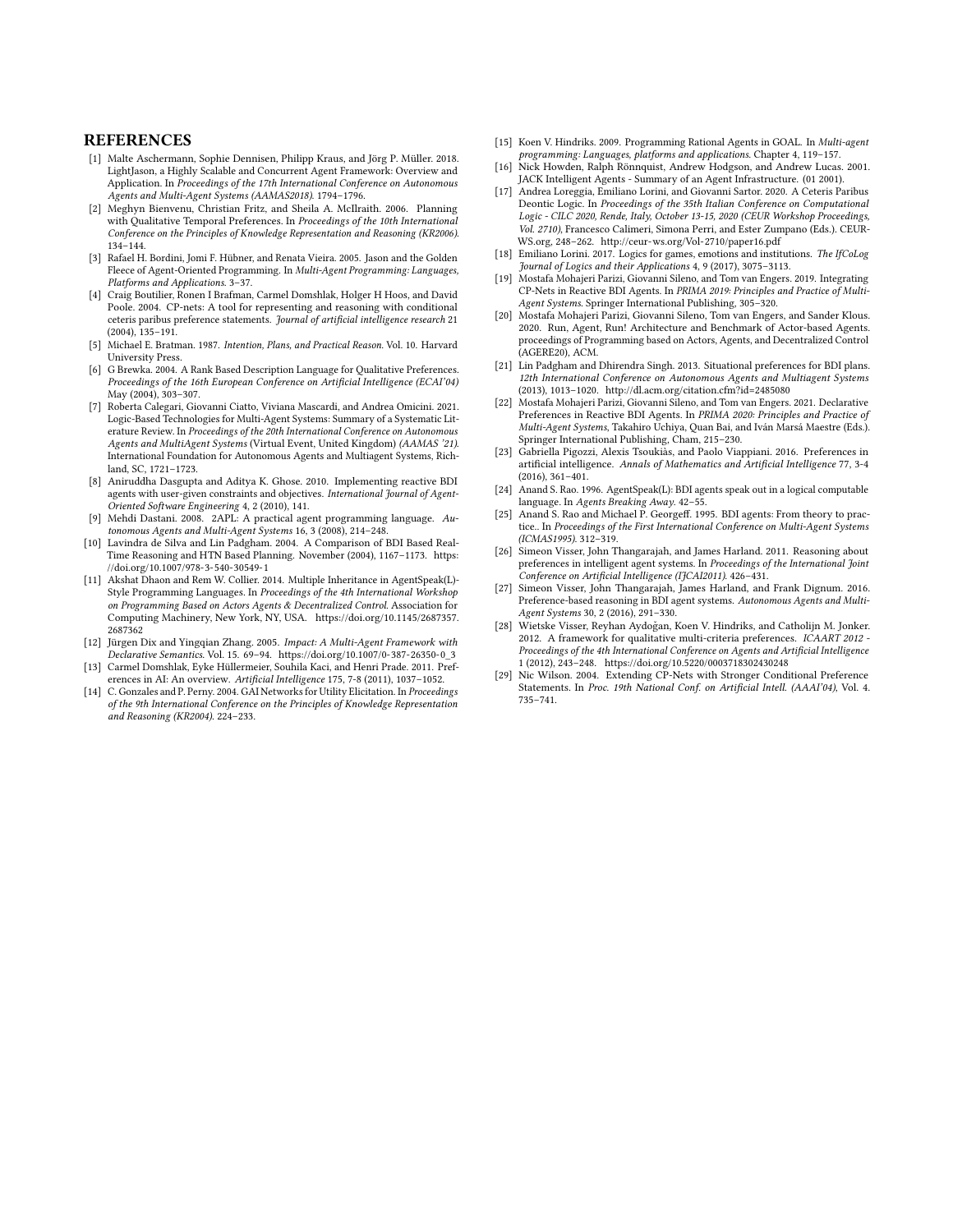## REFERENCES

[1] Malte Aschermann, Sophie Dennisen, Philipp Kraus, and Jörg P. Müller. 2018. LightJason, a Highly Scalable and Concurrent Agent Framework: Overview and Application. In *Proceedings of the 17th International Conference on Autonomous Agents and Multi-Agent Systems (AAMAS2018)*. 1794–1796.

[2] Meghyn Bienvenu, Christian Fritz, and Sheila A. McIlraith. 2006. Planning with Qualitative Temporal Preferences. In *Proceedings of the 10th International Conference on the Principles of Knowledge Representation and Reasoning (KR2006)*. 134–144.

[3] Rafael H. Bordini, Jomi F. Hübner, and Renata Vieira. 2005. Jason and the Golden Fleece of Agent-Oriented Programming. In *Multi-Agent Programming: Languages, Platforms and Applications*. 3–37.

[4] Craig Boutilier, Ronen I Brafman, Carmel Domshlak, Holger H Hoos, and David Poole. 2004. CP-nets: A tool for representing and reasoning with conditional ceteris paribus preference statements. *Journal of artificial intelligence research* 21 (2004), 135–191.

[5] Michael E. Bratman. 1987. *Intention, Plans, and Practical Reason*. Vol. 10. Harvard University Press.

[6] G Brewka. 2004. A Rank Based Description Language for Qualitative Preferences. *Proceedings of the 16th European Conference on Artificial Intelligence (ECAI'04)* May (2004), 303–307.

[7] Roberta Calegari, Giovanni Ciatto, Viviana Mascardi, and Andrea Omicini. 2021. Logic-Based Technologies for Multi-Agent Systems: Summary of a Systematic Literature Review. In *Proceedings of the 20th International Conference on Autonomous Agents and MultiAgent Systems* (Virtual Event, United Kingdom) *(AAMAS '21)*. International Foundation for Autonomous Agents and Multiagent Systems, Richland, SC, 1721–1723.

[8] Aniruddha Dasgupta and Aditya K. Ghose. 2010. Implementing reactive BDI agents with user-given constraints and objectives. *International Journal of Agent-Oriented Software Engineering* 4, 2 (2010), 141.

[9] Mehdi Dastani. 2008. 2APL: A practical agent programming language. *Autonomous Agents and Multi-Agent Systems* 16, 3 (2008), 214–248.

[10] Lavindra de Silva and Lin Padgham. 2004. A Comparison of BDI Based Real-Time Reasoning and HTN Based Planning. November (2004), 1167–1173. https://doi.org/10.1007/978-3-540-30549-1

[11] Akshat Dhaon and Rem W. Collier. 2014. Multiple Inheritance in AgentSpeak(L)-Style Programming Languages. In *Proceedings of the 4th International Workshop on Programming Based on Actors Agents & Decentralized Control*. Association for Computing Machinery, New York, NY, USA. https://doi.org/10.1145/2687357.2687362

[12] Jürgen Dix and Yingqian Zhang. 2005. *Impact: A Multi-Agent Framework with Declarative Semantics*. Vol. 15. 69–94. https://doi.org/10.1007/0-387-26350-0_3

[13] Carmel Domshlak, Eyke Hüllermeier, Souhila Kaci, and Henri Prade. 2011. Preferences in AI: An overview. *Artificial Intelligence* 175, 7-8 (2011), 1037–1052.

[14] C. Gonzales and P. Perny. 2004. GAI Networks for Utility Elicitation. In *Proceedings of the 9th International Conference on the Principles of Knowledge Representation and Reasoning (KR2004)*. 224–233.

[15] Koen V. Hindriks. 2009. Programming Rational Agents in GOAL. In *Multi-agent programming: Languages, platforms and applications*. Chapter 4, 119–157.

[16] Nick Howden, Ralph Rönnquist, Andrew Hodgson, and Andrew Lucas. 2001. JACK Intelligent Agents - Summary of an Agent Infrastructure. (01 2001).

[17] Andrea Loreggia, Emiliano Lorini, and Giovanni Sartor. 2020. A Ceteris Paribus Deontic Logic. In *Proceedings of the 35th Italian Conference on Computational Logic - CILC 2020, Rende, Italy, October 13-15, 2020 (CEUR Workshop Proceedings, Vol. 2710)*, Francesco Calimeri, Simona Perri, and Ester Zumpano (Eds.). CEUR-WS.org, 248–262. http://ceur-ws.org/Vol-2710/paper16.pdf

[18] Emiliano Lorini. 2017. Logics for games, emotions and institutions. *The IfCoLog Journal of Logics and their Applications* 4, 9 (2017), 3075–3113.

[19] Mostafa Mohajeri Parizi, Giovanni Sileno, and Tom van Engers. 2019. Integrating CP-Nets in Reactive BDI Agents. In *PRIMA 2019: Principles and Practice of Multi-Agent Systems*. Springer International Publishing, 305–320.

[20] Mostafa Mohajeri Parizi, Giovanni Sileno, Tom van Engers, and Sander Klous. 2020. Run, Agent, Run! Architecture and Benchmark of Actor-based Agents. proceedings of Programming based on Actors, Agents, and Decentralized Control (AGERE20), ACM.

[21] Lin Padgham and Dhirendra Singh. 2013. Situational preferences for BDI plans. *12th International Conference on Autonomous Agents and Multiagent Systems* (2013), 1013–1020. http://dl.acm.org/citation.cfm?id=2485080

[22] Mostafa Mohajeri Parizi, Giovanni Sileno, and Tom van Engers. 2021. Declarative Preferences in Reactive BDI Agents. In *PRIMA 2020: Principles and Practice of Multi-Agent Systems*, Takahiro Uchiya, Quan Bai, and Iván Marsá Maestre (Eds.). Springer International Publishing, Cham, 215–230.

[23] Gabriella Pigozzi, Alexis Tsoukiàs, and Paolo Viappiani. 2016. Preferences in artificial intelligence. *Annals of Mathematics and Artificial Intelligence* 77, 3-4 (2016), 361–401.

[24] Anand S. Rao. 1996. AgentSpeak(L): BDI agents speak out in a logical computable language. In *Agents Breaking Away*. 42–55.

[25] Anand S. Rao and Michael P. Georgeff. 1995. BDI agents: From theory to practice.. In *Proceedings of the First International Conference on Multi-Agent Systems (ICMAS1995)*. 312–319.

[26] Simeon Visser, John Thangarajah, and James Harland. 2011. Reasoning about preferences in intelligent agent systems. In *Proceedings of the International Joint Conference on Artificial Intelligence (IJCAI2011)*. 426–431.

[27] Simeon Visser, John Thangarajah, James Harland, and Frank Dignum. 2016. Preference-based reasoning in BDI agent systems. *Autonomous Agents and Multi-Agent Systems* 30, 2 (2016), 291–330.

[28] Wietske Visser, Reyhan Aydoğan, Koen V. Hindriks, and Catholijn M. Jonker. 2012. A framework for qualitative multi-criteria preferences. *ICAART 2012 - Proceedings of the 4th International Conference on Agents and Artificial Intelligence* 1 (2012), 243–248. https://doi.org/10.5220/0003718302430248

[29] Nic Wilson. 2004. Extending CP-Nets with Stronger Conditional Preference Statements. In *Proc. 19th National Conf. on Artificial Intell. (AAAI'04)*, Vol. 4. 735–741.